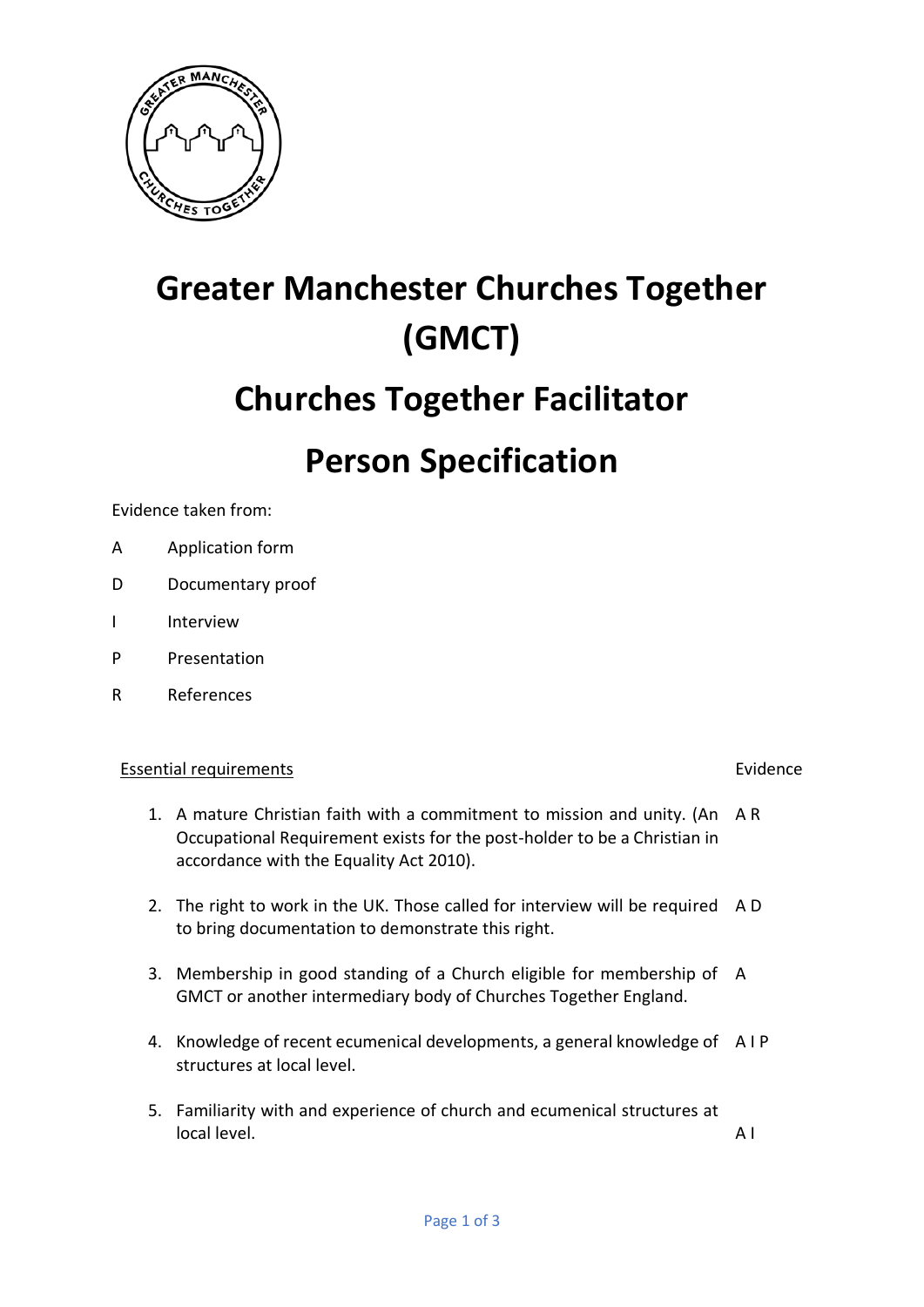# Greater Manchester Churches Together (GMCT)

# Churches Together Facilitator

# Person Specification

Evidence taken from:

| | |
|---|---|
| A | Application form |
| D | Documentary proof |
| I | Interview |
| P | Presentation |
| R | References |

| Essential requirements | Evidence |
|---|---|
| 1. A mature Christian faith with a commitment to mission and unity. (An Occupational Requirement exists for the post-holder to be a Christian in accordance with the Equality Act 2010). | A R |
| 2. The right to work in the UK. Those called for interview will be required to bring documentation to demonstrate this right. | A D |
| 3. Membership in good standing of a Church eligible for membership of GMCT or another intermediary body of Churches Together England. | A |
| 4. Knowledge of recent ecumenical developments, a general knowledge of structures at local level. | A I P |
| 5. Familiarity with and experience of church and ecumenical structures at local level. | A I |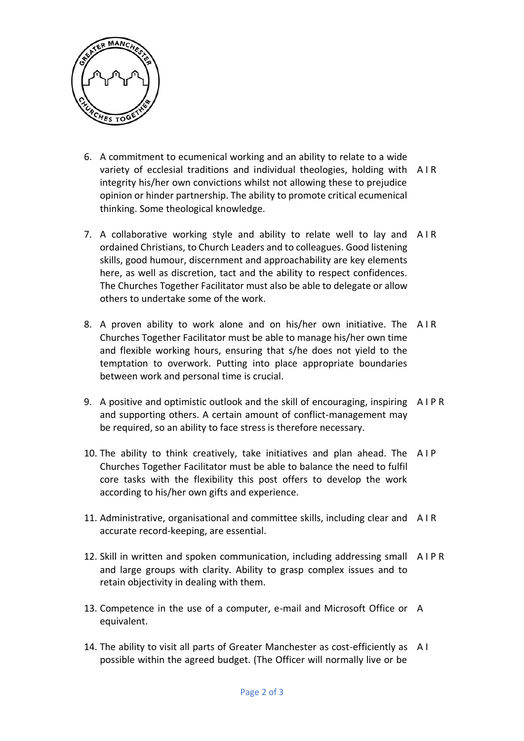| | |
|---|---|
| 6. A commitment to ecumenical working and an ability to relate to a wide variety of ecclesial traditions and individual theologies, holding with integrity his/her own convictions whilst not allowing these to prejudice opinion or hinder partnership. The ability to promote critical ecumenical thinking. Some theological knowledge. | A I R |
| 7. A collaborative working style and ability to relate well to lay and ordained Christians, to Church Leaders and to colleagues. Good listening skills, good humour, discernment and approachability are key elements here, as well as discretion, tact and the ability to respect confidences. The Churches Together Facilitator must also be able to delegate or allow others to undertake some of the work. | A I R |
| 8. A proven ability to work alone and on his/her own initiative. The Churches Together Facilitator must be able to manage his/her own time and flexible working hours, ensuring that s/he does not yield to the temptation to overwork. Putting into place appropriate boundaries between work and personal time is crucial. | A I R |
| 9. A positive and optimistic outlook and the skill of encouraging, inspiring and supporting others. A certain amount of conflict-management may be required, so an ability to face stress is therefore necessary. | A I P R |
| 10. The ability to think creatively, take initiatives and plan ahead. The Churches Together Facilitator must be able to balance the need to fulfil core tasks with the flexibility this post offers to develop the work according to his/her own gifts and experience. | A I P |
| 11. Administrative, organisational and committee skills, including clear and accurate record-keeping, are essential. | A I R |
| 12. Skill in written and spoken communication, including addressing small and large groups with clarity. Ability to grasp complex issues and to retain objectivity in dealing with them. | A I P R |
| 13. Competence in the use of a computer, e-mail and Microsoft Office or equivalent. | A |
| 14. The ability to visit all parts of Greater Manchester as cost-efficiently as possible within the agreed budget. (The Officer will normally live or be | A I |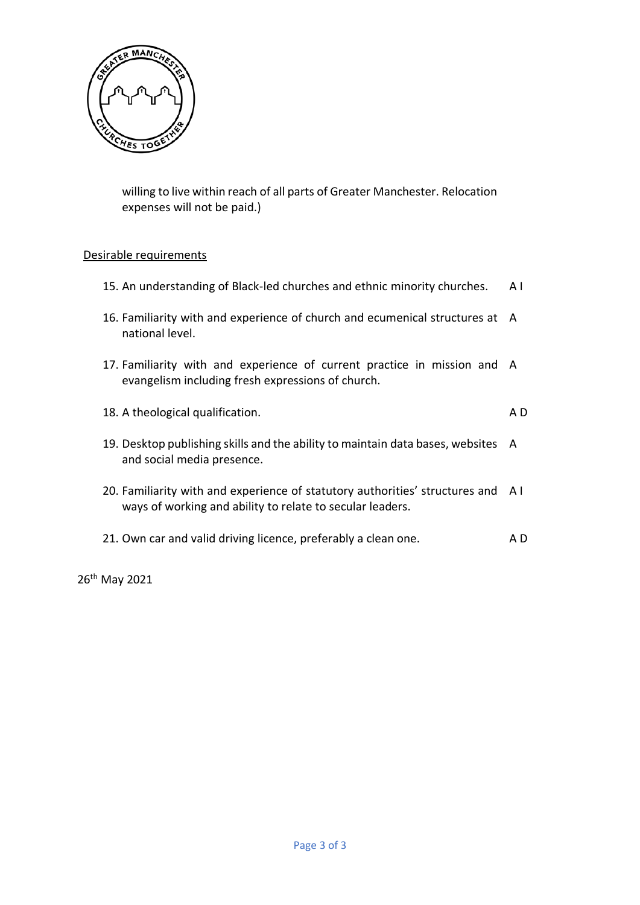willing to live within reach of all parts of Greater Manchester. Relocation expenses will not be paid.)

<u>Desirable requirements</u>

| | |
|---|---|
| 15. An understanding of Black-led churches and ethnic minority churches. | A I |
| 16. Familiarity with and experience of church and ecumenical structures at national level. | A |
| 17. Familiarity with and experience of current practice in mission and evangelism including fresh expressions of church. | A |
| 18. A theological qualification. | A D |
| 19. Desktop publishing skills and the ability to maintain data bases, websites and social media presence. | A |
| 20. Familiarity with and experience of statutory authorities' structures and ways of working and ability to relate to secular leaders. | A I |
| 21. Own car and valid driving licence, preferably a clean one. | A D |

26th May 2021